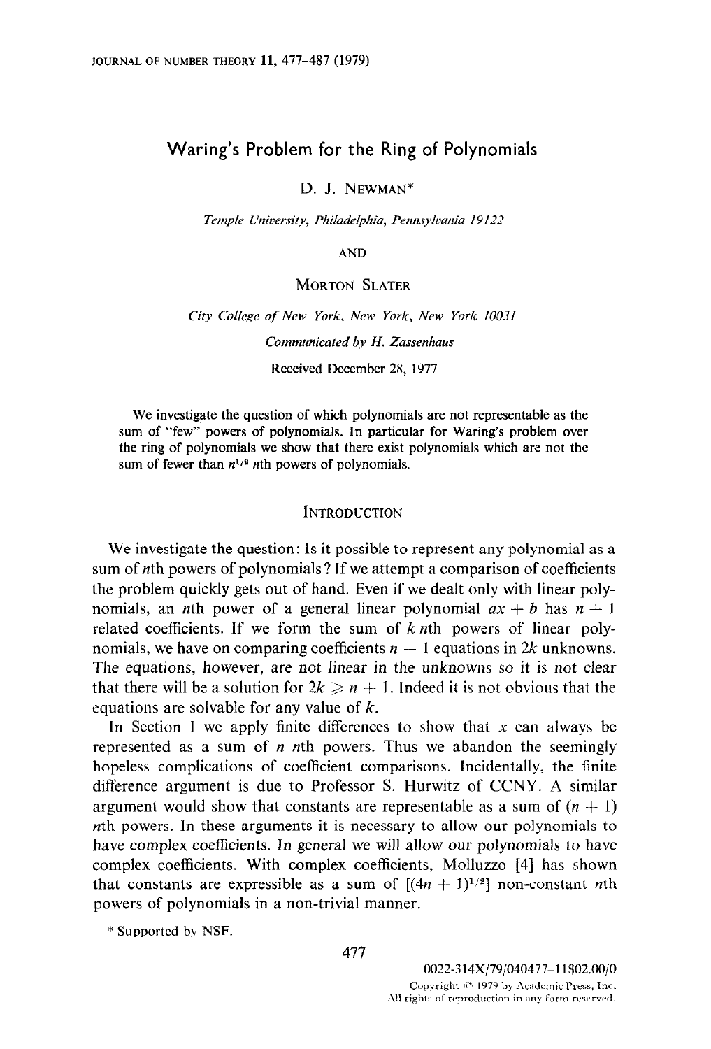# Waring's Problem for the Ring of Polynomials

D. J. NEWMAN*

*Temple University, Philadelphia, Pennsylvania 19122*

AND

MORTON SLATER

*City College of New York, New York, New York 10031*

*Communicated by H. Zassenhaus*

Received December 28, 1977

We investigate the question of which polynomials are not representable as the sum of "few" powers of polynomials. In particular for Waring's problem over the ring of polynomials we show that there exist polynomials which are not the sum of fewer than $n^{1/2}$ $n$th powers of polynomials.

## INTRODUCTION

We investigate the question: Is it possible to represent any polynomial as a sum of $n$th powers of polynomials? If we attempt a comparison of coefficients the problem quickly gets out of hand. Even if we dealt only with linear polynomials, an $n$th power of a general linear polynomial $ax + b$ has $n + 1$ related coefficients. If we form the sum of $k$ $n$th powers of linear polynomials, we have on comparing coefficients $n + 1$ equations in $2k$ unknowns. The equations, however, are not linear in the unknowns so it is not clear that there will be a solution for $2k \geqslant n + 1$. Indeed it is not obvious that the equations are solvable for any value of $k$.

In Section 1 we apply finite differences to show that $x$ can always be represented as a sum of $n$ $n$th powers. Thus we abandon the seemingly hopeless complications of coefficient comparisons. Incidentally, the finite difference argument is due to Professor S. Hurwitz of CCNY. A similar argument would show that constants are representable as a sum of $(n + 1)$ $n$th powers. In these arguments it is necessary to allow our polynomials to have complex coefficients. In general we will allow our polynomials to have complex coefficients. With complex coefficients, Molluzzo [4] has shown that constants are expressible as a sum of $[(4n + 1)^{1/2}]$ non-constant $n$th powers of polynomials in a non-trivial manner.

* Supported by NSF.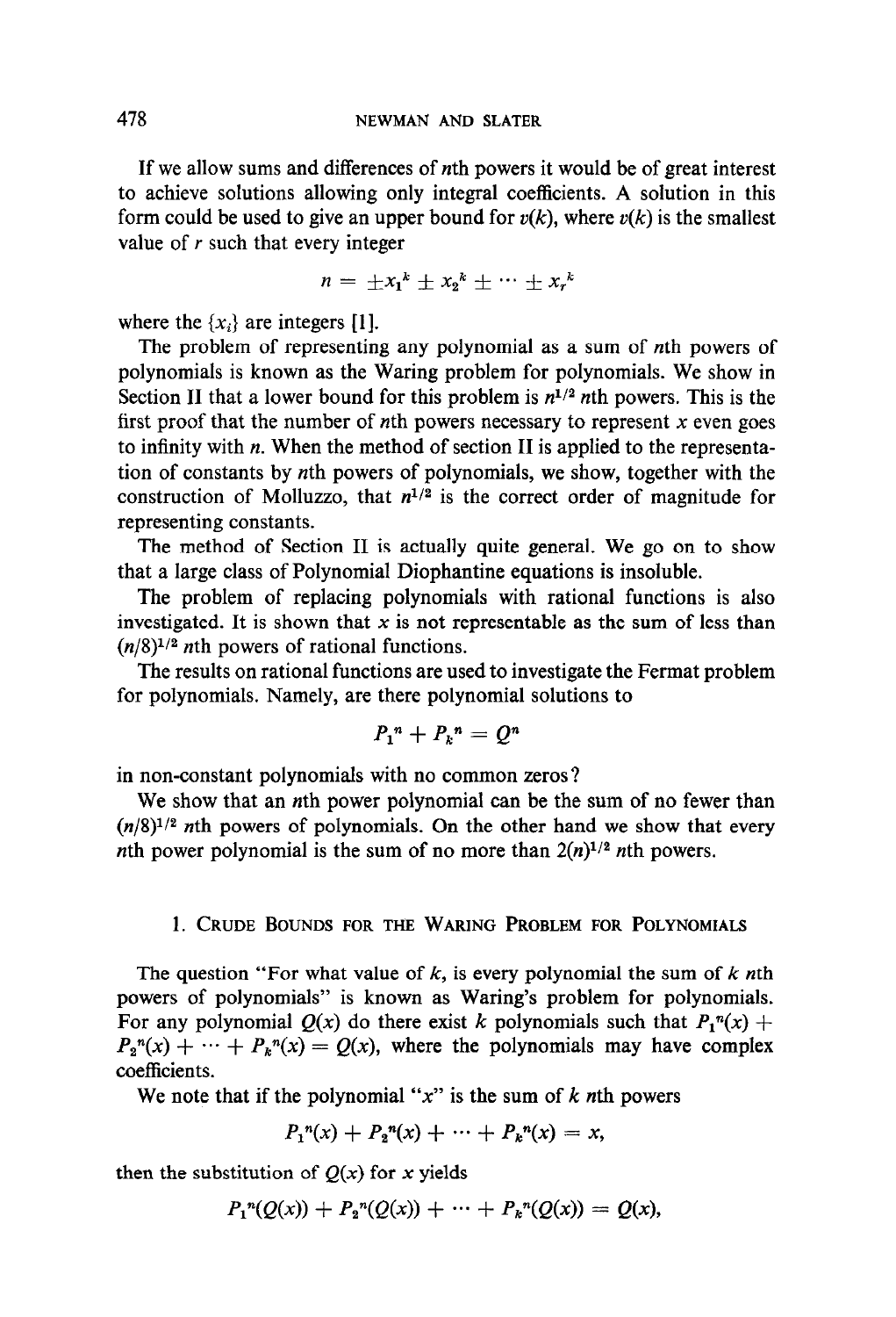If we allow sums and differences of $n$th powers it would be of great interest to achieve solutions allowing only integral coefficients. A solution in this form could be used to give an upper bound for $v(k)$, where $v(k)$ is the smallest value of $r$ such that every integer

$$n = \pm x_1^k \pm x_2^k \pm \cdots \pm x_r^k$$

where the $\{x_i\}$ are integers [1].

The problem of representing any polynomial as a sum of $n$th powers of polynomials is known as the Waring problem for polynomials. We show in Section II that a lower bound for this problem is $n^{1/2}$ $n$th powers. This is the first proof that the number of $n$th powers necessary to represent $x$ even goes to infinity with $n$. When the method of section II is applied to the representation of constants by $n$th powers of polynomials, we show, together with the construction of Molluzzo, that $n^{1/2}$ is the correct order of magnitude for representing constants.

The method of Section II is actually quite general. We go on to show that a large class of Polynomial Diophantine equations is insoluble.

The problem of replacing polynomials with rational functions is also investigated. It is shown that $x$ is not representable as the sum of less than $(n/8)^{1/2}$ $n$th powers of rational functions.

The results on rational functions are used to investigate the Fermat problem for polynomials. Namely, are there polynomial solutions to

$$P_1^n + P_k^n = Q^n$$

in non-constant polynomials with no common zeros?

We show that an $n$th power polynomial can be the sum of no fewer than $(n/8)^{1/2}$ $n$th powers of polynomials. On the other hand we show that every $n$th power polynomial is the sum of no more than $2(n)^{1/2}$ $n$th powers.

## 1. Crude Bounds for the Waring Problem for Polynomials

The question "For what value of $k$, is every polynomial the sum of $k$ $n$th powers of polynomials" is known as Waring's problem for polynomials. For any polynomial $Q(x)$ do there exist $k$ polynomials such that $P_1^n(x) + P_2^n(x) + \cdots + P_k^n(x) = Q(x)$, where the polynomials may have complex coefficients.

We note that if the polynomial "$x$" is the sum of $k$ $n$th powers

$$P_1^n(x) + P_2^n(x) + \cdots + P_k^n(x) = x,$$

then the substitution of $Q(x)$ for $x$ yields

$$P_1^n(Q(x)) + P_2^n(Q(x)) + \cdots + P_k^n(Q(x)) = Q(x),$$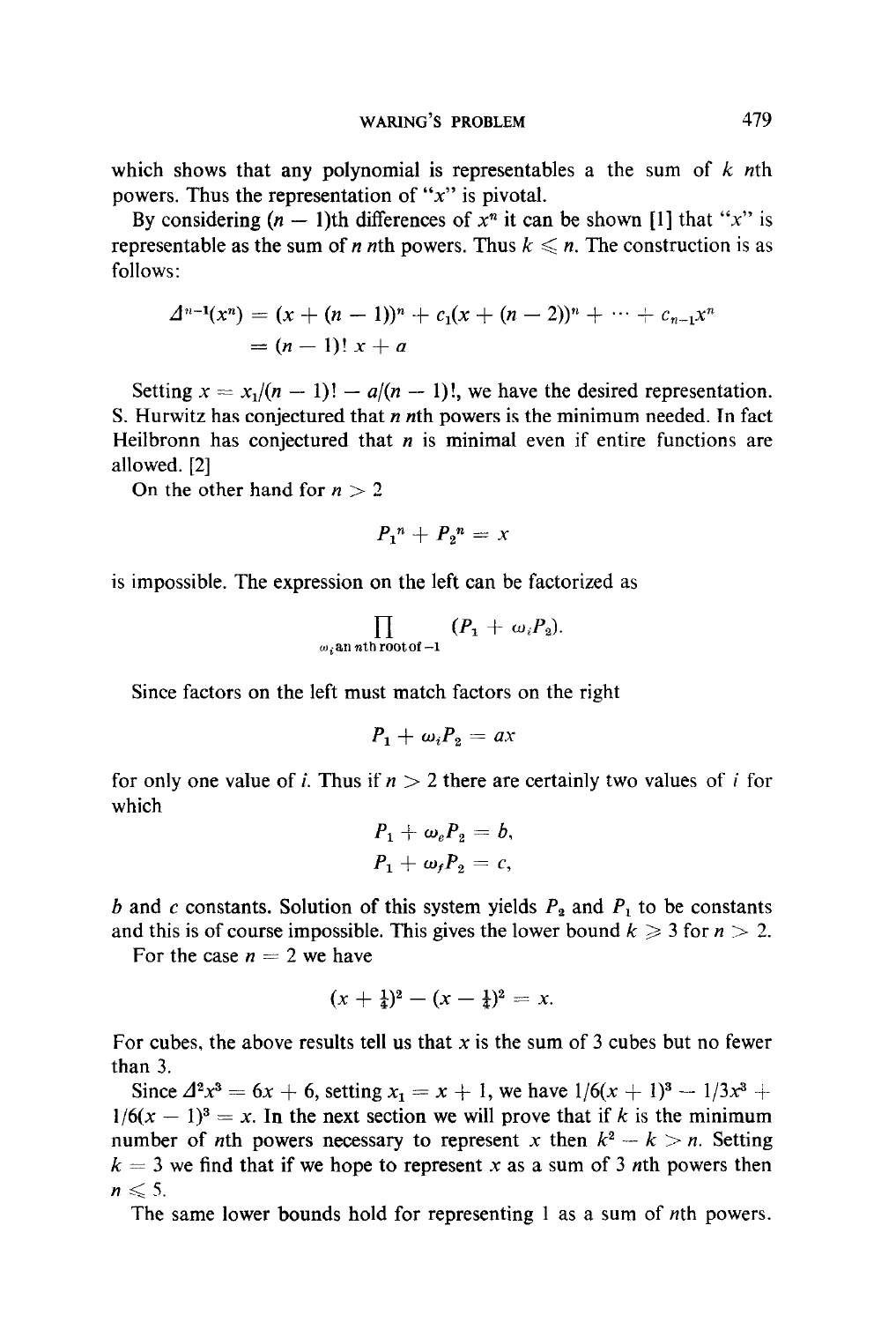which shows that any polynomial is representables a the sum of $k$ $n$th powers. Thus the representation of "$x$" is pivotal.

By considering $(n - 1)$th differences of $x^n$ it can be shown [1] that "$x$" is representable as the sum of $n$ $n$th powers. Thus $k \leqslant n$. The construction is as follows:

$$\Delta^{n-1}(x^n) = (x + (n - 1))^n + c_1(x + (n - 2))^n + \cdots + c_{n-1}x^n$$
$$= (n - 1)!\, x + a$$

Setting $x = x_1/(n - 1)! - a/(n - 1)!$, we have the desired representation. S. Hurwitz has conjectured that $n$ $n$th powers is the minimum needed. In fact Heilbronn has conjectured that $n$ is minimal even if entire functions are allowed. [2]

On the other hand for $n > 2$

$$P_1{}^n + P_2{}^n = x$$

is impossible. The expression on the left can be factorized as

$$\prod_{\omega_i \text{ an } n\text{th root of } -1} (P_1 + \omega_i P_2).$$

Since factors on the left must match factors on the right

$$P_1 + \omega_i P_2 = ax$$

for only one value of $i$. Thus if $n > 2$ there are certainly two values of $i$ for which

$$P_1 + \omega_e P_2 = b,$$
$$P_1 + \omega_f P_2 = c,$$

$b$ and $c$ constants. Solution of this system yields $P_2$ and $P_1$ to be constants and this is of course impossible. This gives the lower bound $k \geqslant 3$ for $n > 2$.

For the case $n = 2$ we have

$$(x + \tfrac{1}{4})^2 - (x - \tfrac{1}{4})^2 = x.$$

For cubes, the above results tell us that $x$ is the sum of 3 cubes but no fewer than 3.

Since $\Delta^2 x^3 = 6x + 6$, setting $x_1 = x + 1$, we have $1/6(x + 1)^3 - 1/3x^3 + 1/6(x - 1)^3 = x$. In the next section we will prove that if $k$ is the minimum number of $n$th powers necessary to represent $x$ then $k^2 - k > n$. Setting $k = 3$ we find that if we hope to represent $x$ as a sum of 3 $n$th powers then $n \leqslant 5$.

The same lower bounds hold for representing 1 as a sum of $n$th powers.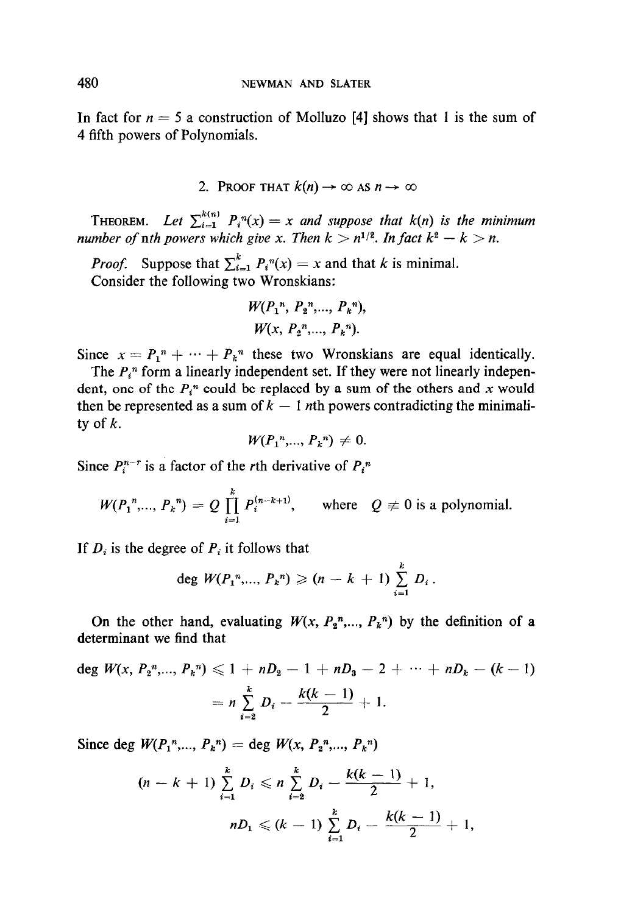In fact for $n = 5$ a construction of Molluzo [4] shows that 1 is the sum of 4 fifth powers of Polynomials.

## 2. Proof that $k(n) \to \infty$ as $n \to \infty$

**Theorem.** *Let $\sum_{i=1}^{k(n)} P_i^n(x) = x$ and suppose that $k(n)$ is the minimum number of* n*th powers which give $x$. Then $k > n^{1/2}$. In fact $k^2 - k > n$.*

*Proof.* Suppose that $\sum_{i=1}^{k} P_i^n(x) = x$ and that $k$ is minimal.

Consider the following two Wronskians:

$$W(P_1^n, P_2^n, \ldots, P_k^n),$$
$$W(x, P_2^n, \ldots, P_k^n).$$

Since $x = P_1^n + \cdots + P_k^n$ these two Wronskians are equal identically.

The $P_i^n$ form a linearly independent set. If they were not linearly independent, one of the $P_i^n$ could be replaced by a sum of the others and $x$ would then be represented as a sum of $k - 1$ $n$th powers contradicting the minimality of $k$.

$$W(P_1^n, \ldots, P_k^n) \neq 0.$$

Since $P_i^{n-r}$ is a factor of the $r$th derivative of $P_i^n$

$$W(P_1^n, \ldots, P_k^n) = Q \prod_{i=1}^{k} P_i^{(n-k+1)}, \qquad \text{where} \quad Q \neq 0 \text{ is a polynomial.}$$

If $D_i$ is the degree of $P_i$ it follows that

$$\deg W(P_1^n, \ldots, P_k^n) \geqslant (n - k + 1) \sum_{i=1}^{k} D_i .$$

On the other hand, evaluating $W(x, P_2^n, \ldots, P_k^n)$ by the definition of a determinant we find that

$$\deg W(x, P_2^n, \ldots, P_k^n) \leqslant 1 + nD_2 - 1 + nD_3 - 2 + \cdots + nD_k - (k - 1)$$
$$= n \sum_{i=2}^{k} D_i - \frac{k(k-1)}{2} + 1.$$

Since $\deg W(P_1^n, \ldots, P_k^n) = \deg W(x, P_2^n, \ldots, P_k^n)$

$$(n - k + 1) \sum_{i=1}^{k} D_i \leqslant n \sum_{i=2}^{k} D_i - \frac{k(k-1)}{2} + 1,$$

$$nD_1 \leqslant (k - 1) \sum_{i=1}^{k} D_i - \frac{k(k-1)}{2} + 1,$$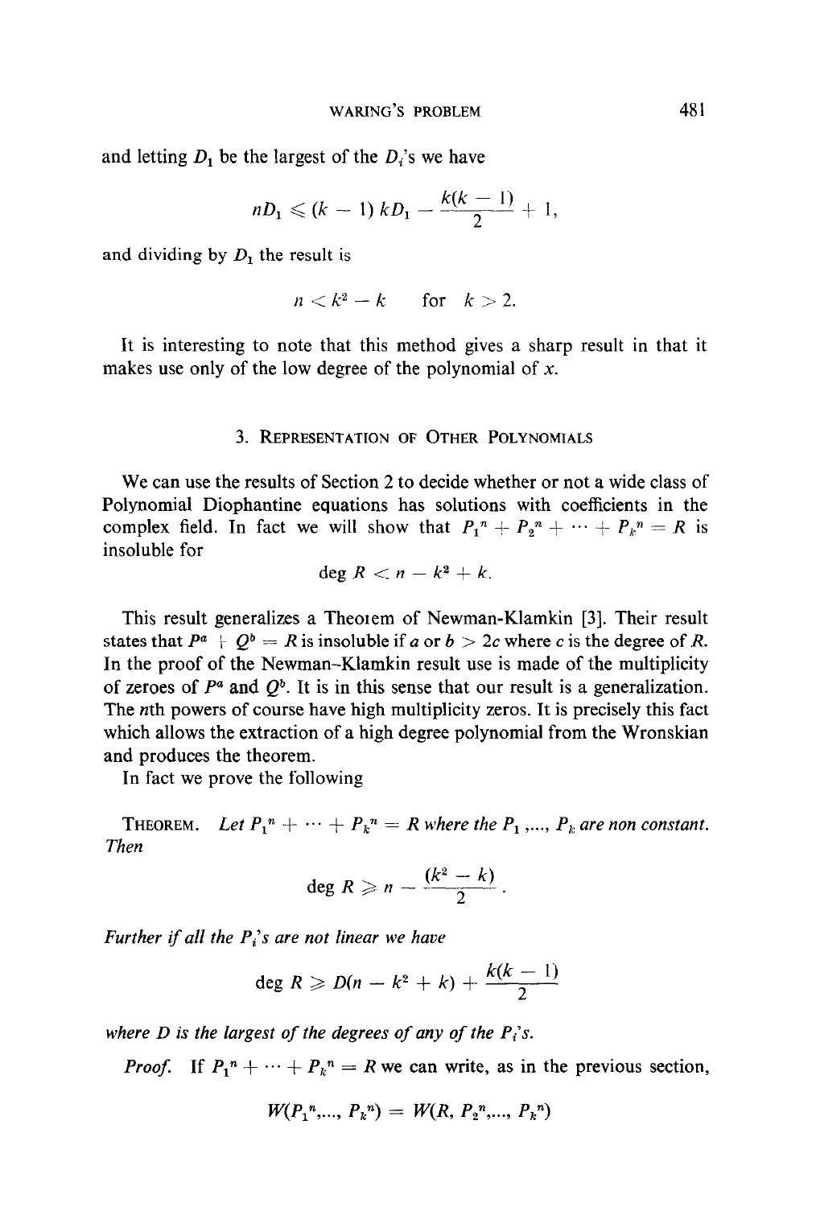and letting $D_1$ be the largest of the $D_i$'s we have

$$nD_1 \leqslant (k-1)\,kD_1 - \frac{k(k-1)}{2} + 1,$$

and dividing by $D_1$ the result is

$$n < k^2 - k \qquad \text{for} \quad k > 2.$$

It is interesting to note that this method gives a sharp result in that it makes use only of the low degree of the polynomial of $x$.

## 3. Representation of Other Polynomials

We can use the results of Section 2 to decide whether or not a wide class of Polynomial Diophantine equations has solutions with coefficients in the complex field. In fact we will show that $P_1^n + P_2^n + \cdots + P_k^n = R$ is insoluble for

$$\deg R < n - k^2 + k.$$

This result generalizes a Theorem of Newman-Klamkin [3]. Their result states that $P^a + Q^b = R$ is insoluble if $a$ or $b > 2c$ where $c$ is the degree of $R$. In the proof of the Newman-Klamkin result use is made of the multiplicity of zeroes of $P^a$ and $Q^b$. It is in this sense that our result is a generalization. The $n$th powers of course have high multiplicity zeros. It is precisely this fact which allows the extraction of a high degree polynomial from the Wronskian and produces the theorem.

In fact we prove the following

**Theorem.** *Let $P_1^n + \cdots + P_k^n = R$ where the $P_1, \ldots, P_k$ are non constant. Then*

$$\deg R \geqslant n - \frac{(k^2 - k)}{2}.$$

*Further if all the $P_i$'s are not linear we have*

$$\deg R \geqslant D(n - k^2 + k) + \frac{k(k-1)}{2}$$

*where $D$ is the largest of the degrees of any of the $P_i$'s.*

*Proof.* If $P_1^n + \cdots + P_k^n = R$ we can write, as in the previous section,

$$W(P_1^n, \ldots, P_k^n) = W(R, P_2^n, \ldots, P_k^n)$$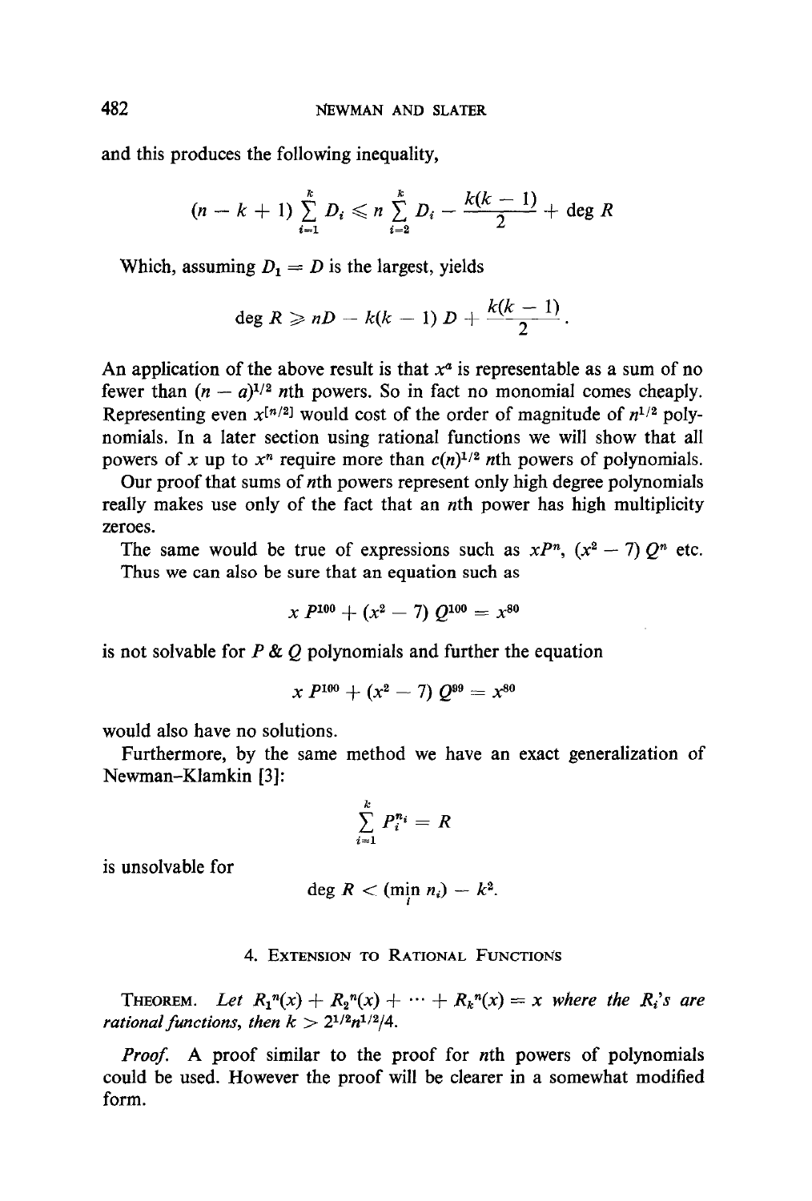and this produces the following inequality,

$$(n - k + 1) \sum_{i=1}^{k} D_i \leqslant n \sum_{i=2}^{k} D_i - \frac{k(k-1)}{2} + \deg R$$

Which, assuming $D_1 = D$ is the largest, yields

$$\deg R \geqslant nD - k(k-1) D + \frac{k(k-1)}{2}.$$

An application of the above result is that $x^a$ is representable as a sum of no fewer than $(n - a)^{1/2}$ $n$th powers. So in fact no monomial comes cheaply. Representing even $x^{[n/2]}$ would cost of the order of magnitude of $n^{1/2}$ polynomials. In a later section using rational functions we will show that all powers of $x$ up to $x^n$ require more than $c(n)^{1/2}$ $n$th powers of polynomials.

Our proof that sums of $n$th powers represent only high degree polynomials really makes use only of the fact that an $n$th power has high multiplicity zeroes.

The same would be true of expressions such as $xP^n$, $(x^2 - 7) Q^n$ etc. Thus we can also be sure that an equation such as

$$x P^{100} + (x^2 - 7) Q^{100} = x^{80}$$

is not solvable for $P$ & $Q$ polynomials and further the equation

$$x P^{100} + (x^2 - 7) Q^{99} = x^{80}$$

would also have no solutions.

Furthermore, by the same method we have an exact generalization of Newman-Klamkin [3]:

$$\sum_{i=1}^{k} P_i^{n_i} = R$$

is unsolvable for

$$\deg R < (\min_i n_i) - k^2.$$

## 4. Extension to Rational Functions

**Theorem.** *Let $R_1^n(x) + R_2^n(x) + \cdots + R_k^n(x) = x$ where the $R_i$'s are rational functions, then $k > 2^{1/2} n^{1/2}/4$.*

*Proof.* A proof similar to the proof for $n$th powers of polynomials could be used. However the proof will be clearer in a somewhat modified form.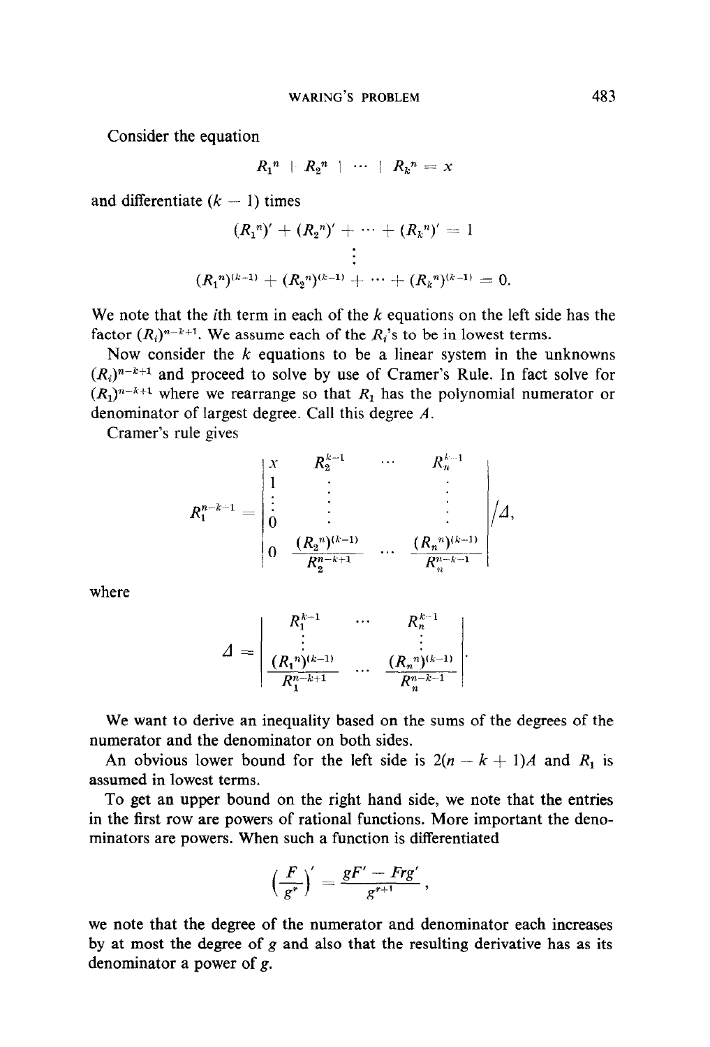Consider the equation

$$R_1^n + R_2^n + \cdots + R_k^n = x$$

and differentiate $(k-1)$ times

$$(R_1^n)' + (R_2^n)' + \cdots + (R_k^n)' = 1$$

$$\vdots$$

$$(R_1^n)^{(k-1)} + (R_2^n)^{(k-1)} + \cdots + (R_k^n)^{(k-1)} = 0.$$

We note that the $i$th term in each of the $k$ equations on the left side has the factor $(R_i)^{n-k+1}$. We assume each of the $R_i$'s to be in lowest terms.

Now consider the $k$ equations to be a linear system in the unknowns $(R_i)^{n-k+1}$ and proceed to solve by use of Cramer's Rule. In fact solve for $(R_1)^{n-k+1}$ where we rearrange so that $R_1$ has the polynomial numerator or denominator of largest degree. Call this degree $A$.

Cramer's rule gives

$$R_1^{n-k+1} = \begin{vmatrix} x & R_2^{k-1} & \cdots & R_n^{k-1} \\ 1 & \vdots & & \vdots \\ \vdots & \vdots & & \vdots \\ 0 & \vdots & & \vdots \\ 0 & \dfrac{(R_2^n)^{(k-1)}}{R_2^{n-k+1}} & \cdots & \dfrac{(R_n^n)^{(k-1)}}{R_n^{n-k-1}} \end{vmatrix} \Bigg/ \Delta,$$

where

$$\Delta = \begin{vmatrix} R_1^{k-1} & \cdots & R_n^{k-1} \\ \vdots & & \vdots \\ \dfrac{(R_1^n)^{(k-1)}}{R_1^{n-k+1}} & \cdots & \dfrac{(R_n^n)^{(k-1)}}{R_n^{n-k-1}} \end{vmatrix}.$$

We want to derive an inequality based on the sums of the degrees of the numerator and the denominator on both sides.

An obvious lower bound for the left side is $2(n-k+1)A$ and $R_1$ is assumed in lowest terms.

To get an upper bound on the right hand side, we note that the entries in the first row are powers of rational functions. More important the denominators are powers. When such a function is differentiated

$$\left(\frac{F}{g^r}\right)' = \frac{gF' - Frg'}{g^{r+1}},$$

we note that the degree of the numerator and denominator each increases by at most the degree of $g$ and also that the resulting derivative has as its denominator a power of $g$.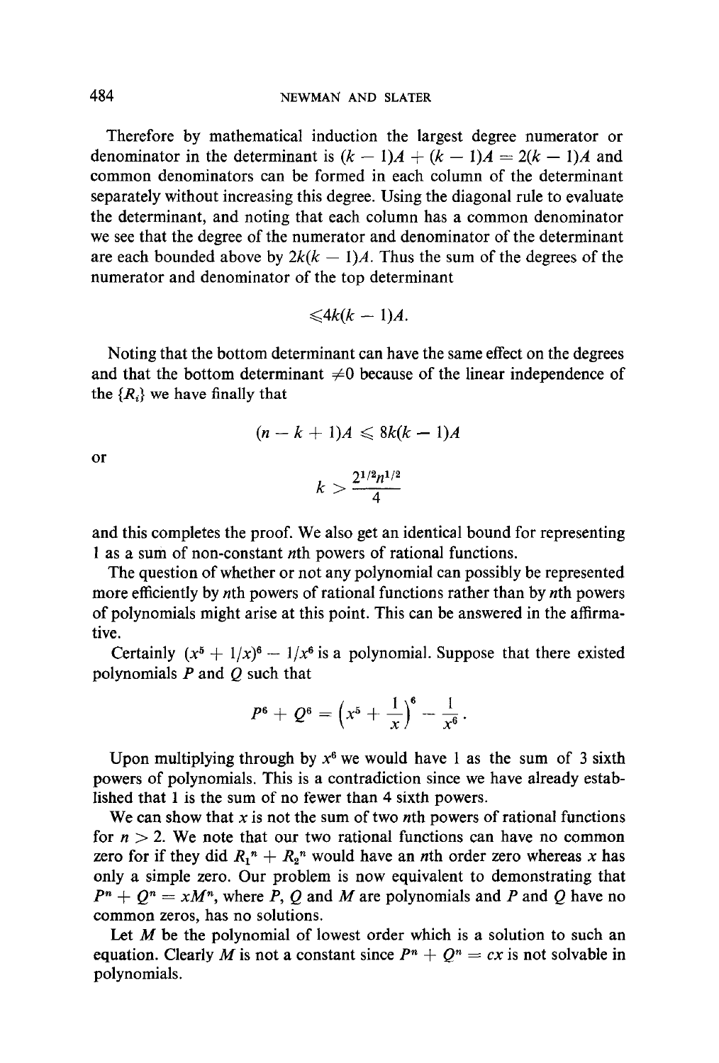Therefore by mathematical induction the largest degree numerator or denominator in the determinant is $(k-1)A + (k-1)A = 2(k-1)A$ and common denominators can be formed in each column of the determinant separately without increasing this degree. Using the diagonal rule to evaluate the determinant, and noting that each column has a common denominator we see that the degree of the numerator and denominator of the determinant are each bounded above by $2k(k-1)A$. Thus the sum of the degrees of the numerator and denominator of the top determinant

$$\leqslant 4k(k-1)A.$$

Noting that the bottom determinant can have the same effect on the degrees and that the bottom determinant $\neq 0$ because of the linear independence of the $\{R_i\}$ we have finally that

$$(n-k+1)A \leqslant 8k(k-1)A$$

or

$$k > \frac{2^{1/2}n^{1/2}}{4}$$

and this completes the proof. We also get an identical bound for representing 1 as a sum of non-constant $n$th powers of rational functions.

The question of whether or not any polynomial can possibly be represented more efficiently by $n$th powers of rational functions rather than by $n$th powers of polynomials might arise at this point. This can be answered in the affirmative.

Certainly $(x^5 + 1/x)^6 - 1/x^6$ is a polynomial. Suppose that there existed polynomials $P$ and $Q$ such that

$$P^6 + Q^6 = \left(x^5 + \frac{1}{x}\right)^6 - \frac{1}{x^6}.$$

Upon multiplying through by $x^6$ we would have 1 as the sum of 3 sixth powers of polynomials. This is a contradiction since we have already established that 1 is the sum of no fewer than 4 sixth powers.

We can show that $x$ is not the sum of two $n$th powers of rational functions for $n > 2$. We note that our two rational functions can have no common zero for if they did $R_1{}^n + R_2{}^n$ would have an $n$th order zero whereas $x$ has only a simple zero. Our problem is now equivalent to demonstrating that $P^n + Q^n = xM^n$, where $P$, $Q$ and $M$ are polynomials and $P$ and $Q$ have no common zeros, has no solutions.

Let $M$ be the polynomial of lowest order which is a solution to such an equation. Clearly $M$ is not a constant since $P^n + Q^n = cx$ is not solvable in polynomials.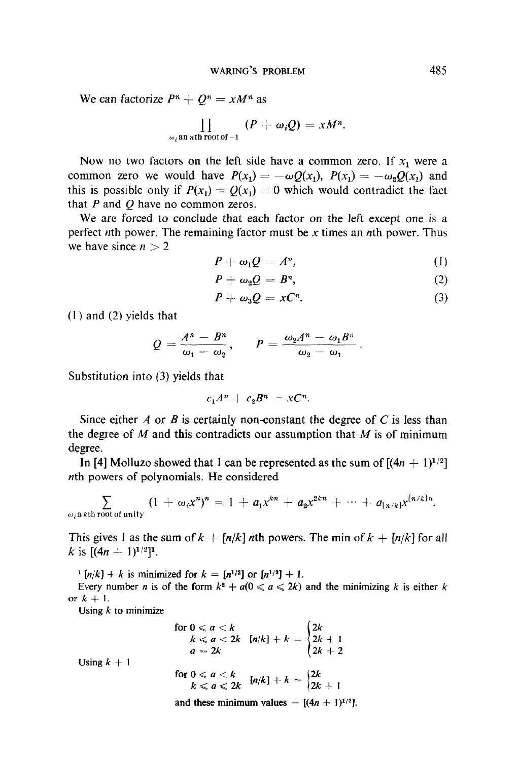We can factorize $P^n + Q^n = xM^n$ as

$$\prod_{\omega_i \text{ an } n\text{th root of } -1} (P + \omega_i Q) = xM^n.$$

Now no two factors on the left side have a common zero. If $x_1$ were a common zero we would have $P(x_1) = -\omega Q(x_1)$, $P(x_1) = -\omega_2 Q(x_1)$ and this is possible only if $P(x_1) = Q(x_1) = 0$ which would contradict the fact that $P$ and $Q$ have no common zeros.

We are forced to conclude that each factor on the left except one is a perfect $n$th power. The remaining factor must be $x$ times an $n$th power. Thus we have since $n > 2$

$$P + \omega_1 Q = A^n, \tag{1}$$

$$P + \omega_2 Q = B^n, \tag{2}$$

$$P + \omega_3 Q = xC^n. \tag{3}$$

(1) and (2) yields that

$$Q = \frac{A^n - B^n}{\omega_1 - \omega_2}, \qquad P = \frac{\omega_2 A^n - \omega_1 B^n}{\omega_2 - \omega_1}.$$

Substitution into (3) yields that

$$c_1 A^n + c_2 B^n - xC^n.$$

Since either $A$ or $B$ is certainly non-constant the degree of $C$ is less than the degree of $M$ and this contradicts our assumption that $M$ is of minimum degree.

In [4] Molluzo showed that 1 can be represented as the sum of $[(4n + 1)^{1/2}]$ $n$th powers of polynomials. He considered

$$\sum_{\omega_i \text{ a } k\text{th root of unity}} (1 + \omega_i x^n)^n = 1 + a_1 x^{kn} + a_2 x^{2kn} + \cdots + a_{[n/k]} x^{[n/k]n}.$$

This gives 1 as the sum of $k + [n/k]$ $n$th powers. The min of $k + [n/k]$ for all $k$ is $[(4n + 1)^{1/2}]$[1].

[1] $[n/k] + k$ is minimized for $k = [n^{1/2}]$ or $[n^{1/2}] + 1$.

Every number $n$ is of the form $k^2 + a (0 \leqslant a \leqslant 2k)$ and the minimizing $k$ is either $k$ or $k + 1$.

Using $k$ to minimize

$$\begin{array}{ll} \text{for } 0 \leqslant a < k & \\ \phantom{\text{for }} k \leqslant a < 2k & [n/k] + k = \begin{cases} 2k \\ 2k + 1 \\ 2k + 2 \end{cases} \\ \phantom{\text{for }} a = 2k & \end{array}$$

Using $k + 1$

$$\begin{array}{ll} \text{for } 0 \leqslant a < k & \\ \phantom{\text{for }} k \leqslant a \leqslant 2k & [n/k] + k = \begin{cases} 2k \\ 2k + 1 \end{cases} \end{array}$$

and these minimum values $= [(4n + 1)^{1/2}]$.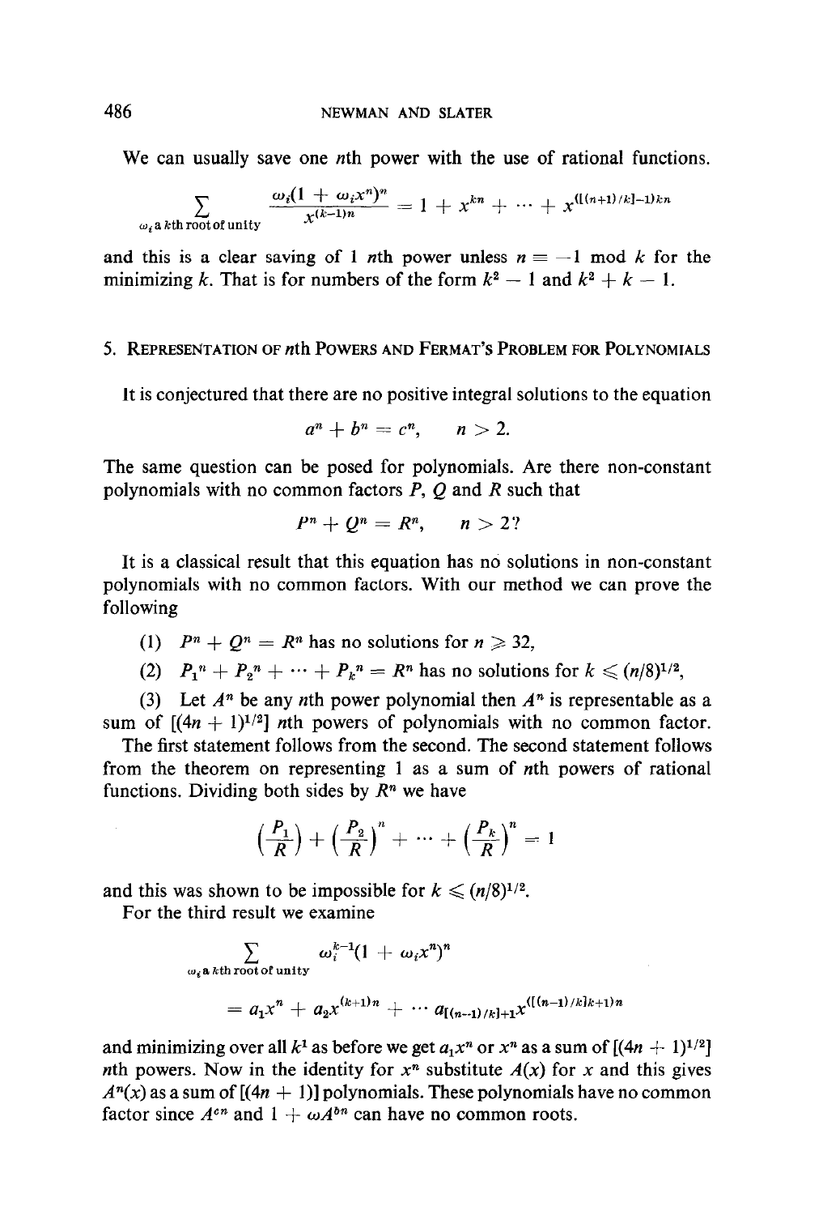We can usually save one $n$th power with the use of rational functions.

$$\sum_{\omega_i \text{ a } k\text{th root of unity}} \frac{\omega_i(1 + \omega_i x^n)^n}{x^{(k-1)n}} = 1 + x^{kn} + \cdots + x^{([(n+1)/k]-1)kn}$$

and this is a clear saving of 1 $n$th power unless $n \equiv -1 \bmod k$ for the minimizing $k$. That is for numbers of the form $k^2 - 1$ and $k^2 + k - 1$.

## 5. Representation of $n$th Powers and Fermat's Problem for Polynomials

It is conjectured that there are no positive integral solutions to the equation

$$a^n + b^n = c^n, \qquad n > 2.$$

The same question can be posed for polynomials. Are there non-constant polynomials with no common factors $P$, $Q$ and $R$ such that

$$P^n + Q^n = R^n, \qquad n > 2?$$

It is a classical result that this equation has no solutions in non-constant polynomials with no common factors. With our method we can prove the following

(1) $P^n + Q^n = R^n$ has no solutions for $n \geqslant 32$,

(2) $P_1{}^n + P_2{}^n + \cdots + P_k{}^n = R^n$ has no solutions for $k \leqslant (n/8)^{1/2}$,

(3) Let $A^n$ be any $n$th power polynomial then $A^n$ is representable as a sum of $[(4n + 1)^{1/2}]$ $n$th powers of polynomials with no common factor.

The first statement follows from the second. The second statement follows from the theorem on representing 1 as a sum of $n$th powers of rational functions. Dividing both sides by $R^n$ we have

$$\left(\frac{P_1}{R}\right) + \left(\frac{P_2}{R}\right)^n + \cdots + \left(\frac{P_k}{R}\right)^n = 1$$

and this was shown to be impossible for $k \leqslant (n/8)^{1/2}$.

For the third result we examine

$$\sum_{\omega_i \text{ a } k\text{th root of unity}} \omega_i^{k-1}(1 + \omega_i x^n)^n$$

$$= a_1 x^n + a_2 x^{(k+1)n} + \cdots a_{[(n-1)/k]+1} x^{([(n-1)/k]k+1)n}$$

and minimizing over all $k^1$ as before we get $a_1 x^n$ or $x^n$ as a sum of $[(4n + 1)^{1/2}]$ $n$th powers. Now in the identity for $x^n$ substitute $A(x)$ for $x$ and this gives $A^n(x)$ as a sum of $[(4n + 1)]$ polynomials. These polynomials have no common factor since $A^{cn}$ and $1 + \omega A^{bn}$ can have no common roots.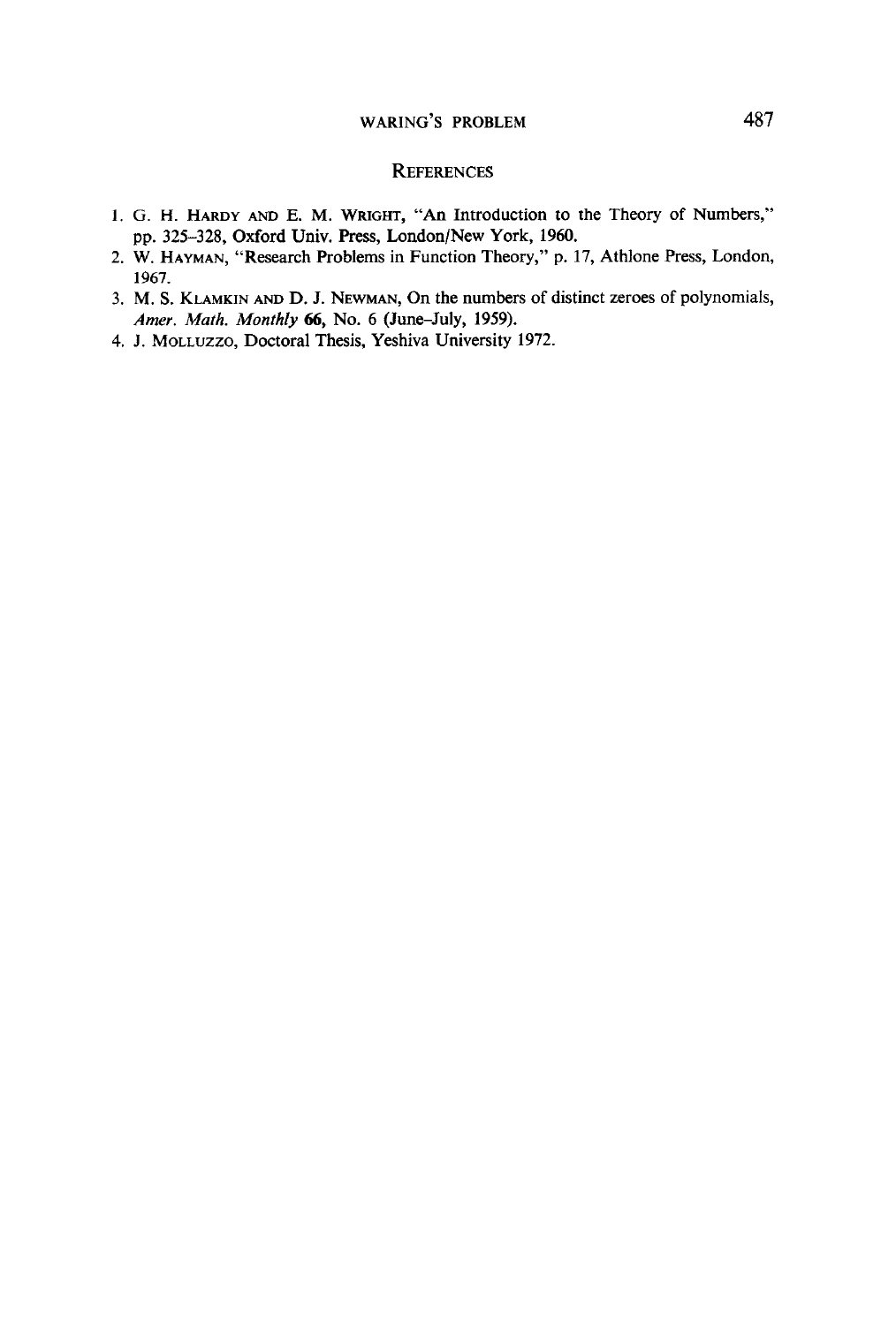## References

1. G. H. Hardy and E. M. Wright, "An Introduction to the Theory of Numbers," pp. 325–328, Oxford Univ. Press, London/New York, 1960.
2. W. Hayman, "Research Problems in Function Theory," p. 17, Athlone Press, London, 1967.
3. M. S. Klamkin and D. J. Newman, On the numbers of distinct zeroes of polynomials, *Amer. Math. Monthly* **66**, No. 6 (June–July, 1959).
4. J. Molluzzo, Doctoral Thesis, Yeshiva University 1972.